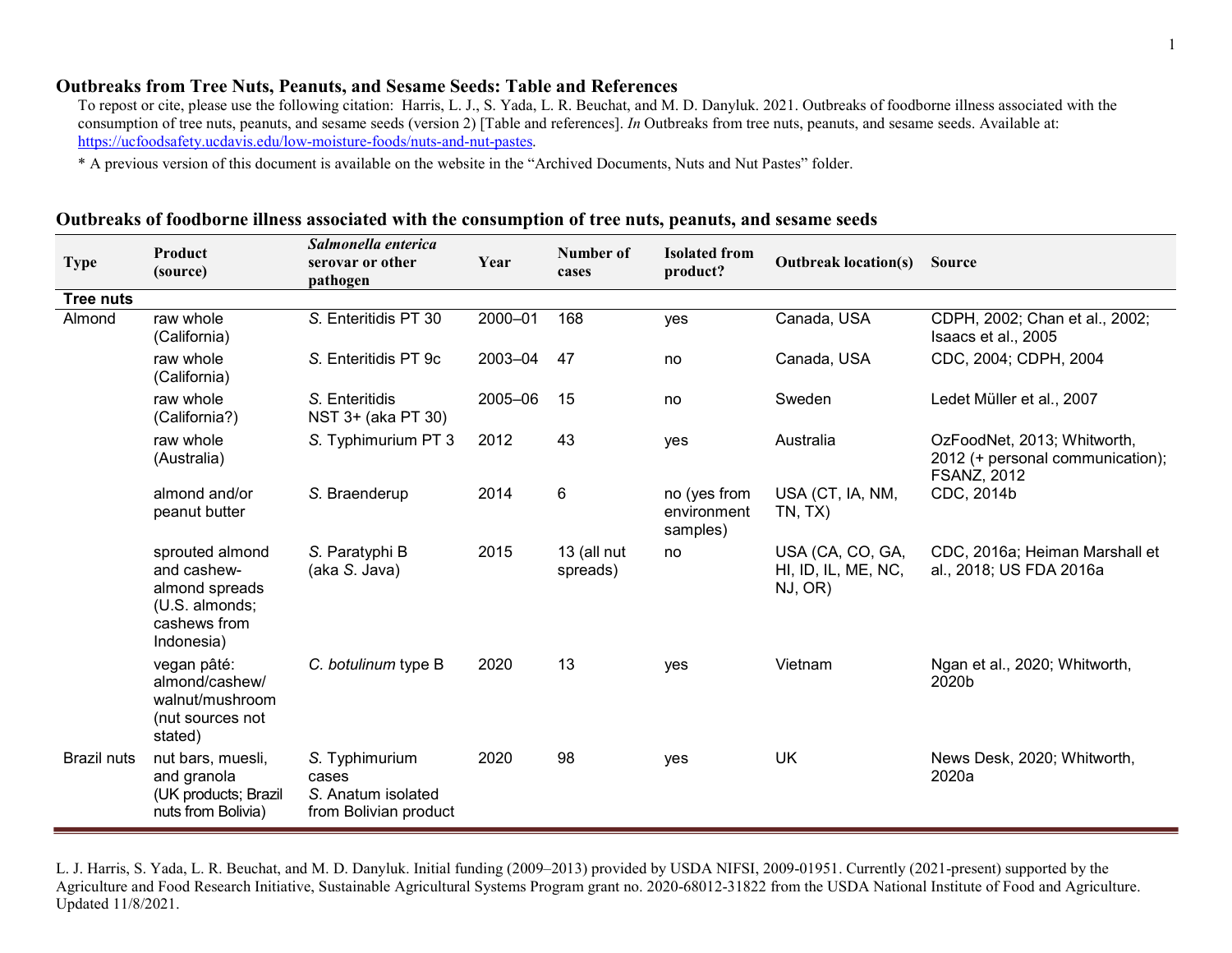# Outbreaks from Tree Nuts, Peanuts, and Sesame Seeds: Table and References

To repost or cite, please use the following citation: Harris, L. J., S. Yada, L. R. Beuchat, and M. D. Danyluk. 2021. Outbreaks of foodborne illness associated with the consumption of tree nuts, peanuts, and sesame seeds (version 2) [Table and references]. *In* Outbreaks from tree nuts, peanuts, and sesame seeds. Available at: https://ucfoodsafety.ucdavis.edu/low-moisture-foods/nuts-and-nut-pastes.

* A previous version of this document is available on the website in the "Archived Documents, Nuts and Nut Pastes" folder.

## Outbreaks of foodborne illness associated with the consumption of tree nuts, peanuts, and sesame seeds

| Type | Product (source) | *Salmonella enterica* serovar or other pathogen | Year | Number of cases | Isolated from product? | Outbreak location(s) | Source |
|---|---|---|---|---|---|---|---|
| **Tree nuts** | | | | | | | |
| Almond | raw whole (California) | *S.* Enteritidis PT 30 | 2000–01 | 168 | yes | Canada, USA | CDPH, 2002; Chan et al., 2002; Isaacs et al., 2005 |
| | raw whole (California) | *S.* Enteritidis PT 9c | 2003–04 | 47 | no | Canada, USA | CDC, 2004; CDPH, 2004 |
| | raw whole (California?) | *S.* Enteritidis NST 3+ (aka PT 30) | 2005–06 | 15 | no | Sweden | Ledet Müller et al., 2007 |
| | raw whole (Australia) | *S.* Typhimurium PT 3 | 2012 | 43 | yes | Australia | OzFoodNet, 2013; Whitworth, 2012 (+ personal communication); FSANZ, 2012 |
| | almond and/or peanut butter | *S.* Braenderup | 2014 | 6 | no (yes from environment samples) | USA (CT, IA, NM, TN, TX) | CDC, 2014b |
| | sprouted almond and cashew-almond spreads (U.S. almonds; cashews from Indonesia) | *S.* Paratyphi B (aka *S.* Java) | 2015 | 13 (all nut spreads) | no | USA (CA, CO, GA, HI, ID, IL, ME, NC, NJ, OR) | CDC, 2016a; Heiman Marshall et al., 2018; US FDA 2016a |
| | vegan pâté: almond/cashew/ walnut/mushroom (nut sources not stated) | *C. botulinum* type B | 2020 | 13 | yes | Vietnam | Ngan et al., 2020; Whitworth, 2020b |
| Brazil nuts | nut bars, muesli, and granola (UK products; Brazil nuts from Bolivia) | *S.* Typhimurium cases *S.* Anatum isolated from Bolivian product | 2020 | 98 | yes | UK | News Desk, 2020; Whitworth, 2020a |

L. J. Harris, S. Yada, L. R. Beuchat, and M. D. Danyluk. Initial funding (2009–2013) provided by USDA NIFSI, 2009-01951. Currently (2021-present) supported by the Agriculture and Food Research Initiative, Sustainable Agricultural Systems Program grant no. 2020-68012-31822 from the USDA National Institute of Food and Agriculture. Updated 11/8/2021.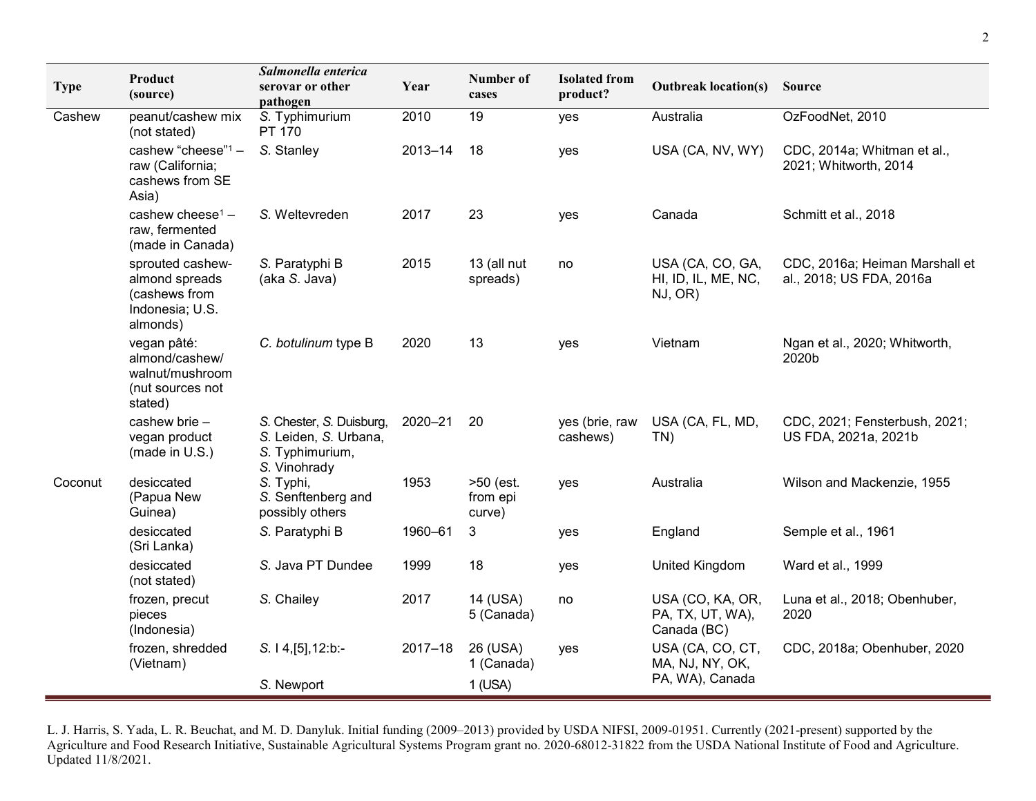| Type | Product (source) | *Salmonella enterica* serovar or other pathogen | Year | Number of cases | Isolated from product? | Outbreak location(s) | Source |
|---|---|---|---|---|---|---|---|
| Cashew | peanut/cashew mix (not stated) | *S.* Typhimurium PT 170 | 2010 | 19 | yes | Australia | OzFoodNet, 2010 |
| | cashew "cheese"[1] – raw (California; cashews from SE Asia) | *S.* Stanley | 2013–14 | 18 | yes | USA (CA, NV, WY) | CDC, 2014a; Whitman et al., 2021; Whitworth, 2014 |
| | cashew cheese[1] – raw, fermented (made in Canada) | *S.* Weltevreden | 2017 | 23 | yes | Canada | Schmitt et al., 2018 |
| | sprouted cashew-almond spreads (cashews from Indonesia; U.S. almonds) | *S.* Paratyphi B (aka *S.* Java) | 2015 | 13 (all nut spreads) | no | USA (CA, CO, GA, HI, ID, IL, ME, NC, NJ, OR) | CDC, 2016a; Heiman Marshall et al., 2018; US FDA, 2016a |
| | vegan pâté: almond/cashew/ walnut/mushroom (nut sources not stated) | *C. botulinum* type B | 2020 | 13 | yes | Vietnam | Ngan et al., 2020; Whitworth, 2020b |
| | cashew brie – vegan product (made in U.S.) | *S.* Chester, *S.* Duisburg, *S.* Leiden, *S.* Urbana, *S.* Typhimurium, *S.* Vinohrady | 2020–21 | 20 | yes (brie, raw cashews) | USA (CA, FL, MD, TN) | CDC, 2021; Fensterbush, 2021; US FDA, 2021a, 2021b |
| Coconut | desiccated (Papua New Guinea) | *S.* Typhi, *S.* Senftenberg and possibly others | 1953 | >50 (est. from epi curve) | yes | Australia | Wilson and Mackenzie, 1955 |
| | desiccated (Sri Lanka) | *S.* Paratyphi B | 1960–61 | 3 | yes | England | Semple et al., 1961 |
| | desiccated (not stated) | *S.* Java PT Dundee | 1999 | 18 | yes | United Kingdom | Ward et al., 1999 |
| | frozen, precut pieces (Indonesia) | *S.* Chailey | 2017 | 14 (USA) 5 (Canada) | no | USA (CO, KA, OR, PA, TX, UT, WA), Canada (BC) | Luna et al., 2018; Obenhuber, 2020 |
| | frozen, shredded (Vietnam) | *S.* I 4,[5],12:b:- | 2017–18 | 26 (USA) 1 (Canada) | yes | USA (CA, CO, CT, MA, NJ, NY, OK, PA, WA), Canada | CDC, 2018a; Obenhuber, 2020 |
| | | *S.* Newport | | 1 (USA) | | | |

L. J. Harris, S. Yada, L. R. Beuchat, and M. D. Danyluk. Initial funding (2009–2013) provided by USDA NIFSI, 2009-01951. Currently (2021-present) supported by the Agriculture and Food Research Initiative, Sustainable Agricultural Systems Program grant no. 2020-68012-31822 from the USDA National Institute of Food and Agriculture. Updated 11/8/2021.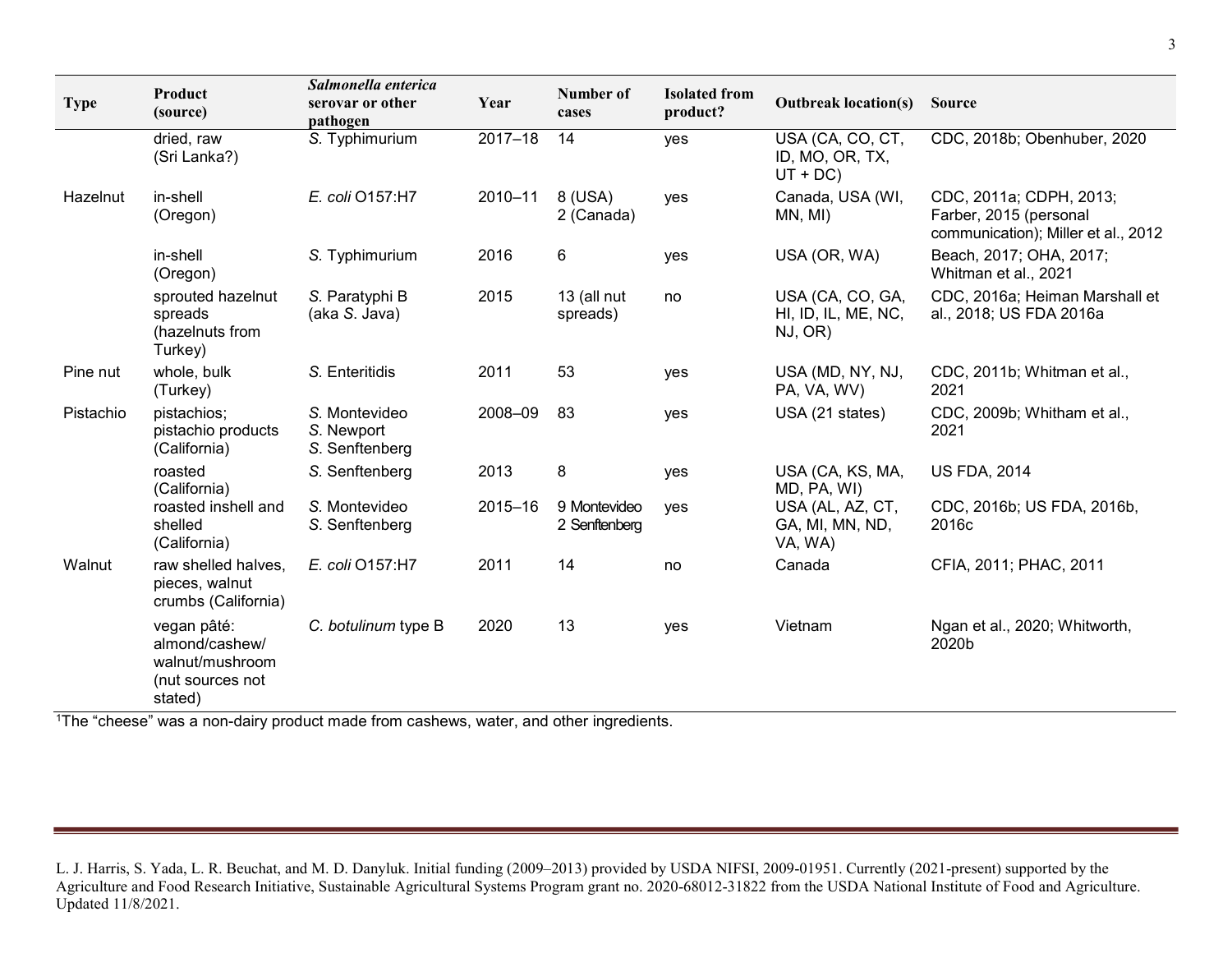| Type | Product (source) | *Salmonella enterica* serovar or other pathogen | Year | Number of cases | Isolated from product? | Outbreak location(s) | Source |
|---|---|---|---|---|---|---|---|
| | dried, raw (Sri Lanka?) | *S.* Typhimurium | 2017–18 | 14 | yes | USA (CA, CO, CT, ID, MO, OR, TX, UT + DC) | CDC, 2018b; Obenhuber, 2020 |
| Hazelnut | in-shell (Oregon) | *E. coli* O157:H7 | 2010–11 | 8 (USA) 2 (Canada) | yes | Canada, USA (WI, MN, MI) | CDC, 2011a; CDPH, 2013; Farber, 2015 (personal communication); Miller et al., 2012 |
| | in-shell (Oregon) | *S.* Typhimurium | 2016 | 6 | yes | USA (OR, WA) | Beach, 2017; OHA, 2017; Whitman et al., 2021 |
| | sprouted hazelnut spreads (hazelnuts from Turkey) | *S.* Paratyphi B (aka *S.* Java) | 2015 | 13 (all nut spreads) | no | USA (CA, CO, GA, HI, ID, IL, ME, NC, NJ, OR) | CDC, 2016a; Heiman Marshall et al., 2018; US FDA 2016a |
| Pine nut | whole, bulk (Turkey) | *S.* Enteritidis | 2011 | 53 | yes | USA (MD, NY, NJ, PA, VA, WV) | CDC, 2011b; Whitman et al., 2021 |
| Pistachio | pistachios; pistachio products (California) | *S.* Montevideo *S.* Newport *S.* Senftenberg | 2008–09 | 83 | yes | USA (21 states) | CDC, 2009b; Whitham et al., 2021 |
| | roasted (California) | *S.* Senftenberg | 2013 | 8 | yes | USA (CA, KS, MA, MD, PA, WI) | US FDA, 2014 |
| | roasted inshell and shelled (California) | *S.* Montevideo *S.* Senftenberg | 2015–16 | 9 Montevideo 2 Senftenberg | yes | USA (AL, AZ, CT, GA, MI, MN, ND, VA, WA) | CDC, 2016b; US FDA, 2016b, 2016c |
| Walnut | raw shelled halves, pieces, walnut crumbs (California) | *E. coli* O157:H7 | 2011 | 14 | no | Canada | CFIA, 2011; PHAC, 2011 |
| | vegan pâté: almond/cashew/ walnut/mushroom (nut sources not stated) | *C. botulinum* type B | 2020 | 13 | yes | Vietnam | Ngan et al., 2020; Whitworth, 2020b |

[1]The "cheese" was a non-dairy product made from cashews, water, and other ingredients.

L. J. Harris, S. Yada, L. R. Beuchat, and M. D. Danyluk. Initial funding (2009–2013) provided by USDA NIFSI, 2009-01951. Currently (2021-present) supported by the Agriculture and Food Research Initiative, Sustainable Agricultural Systems Program grant no. 2020-68012-31822 from the USDA National Institute of Food and Agriculture. Updated 11/8/2021.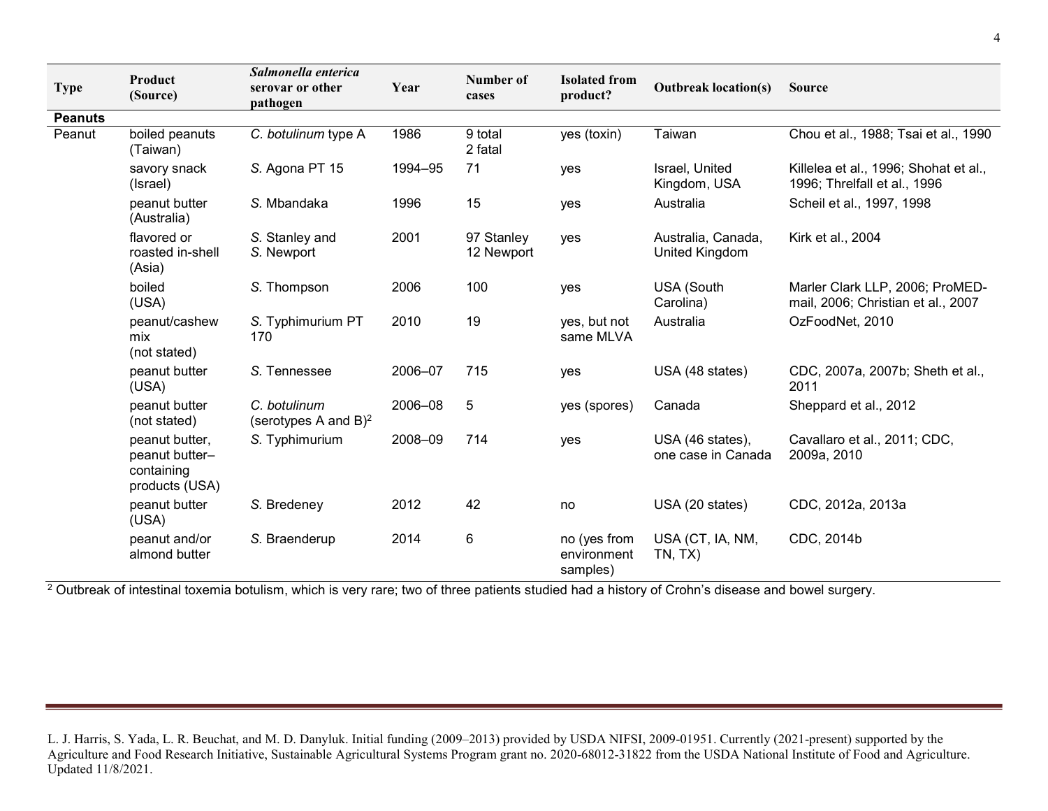| Type | Product (Source) | *Salmonella enterica* serovar or other pathogen | Year | Number of cases | Isolated from product? | Outbreak location(s) | Source |
|---|---|---|---|---|---|---|---|
| **Peanuts** | | | | | | | |
| Peanut | boiled peanuts (Taiwan) | *C. botulinum* type A | 1986 | 9 total 2 fatal | yes (toxin) | Taiwan | Chou et al., 1988; Tsai et al., 1990 |
| | savory snack (Israel) | *S.* Agona PT 15 | 1994–95 | 71 | yes | Israel, United Kingdom, USA | Killelea et al., 1996; Shohat et al., 1996; Threlfall et al., 1996 |
| | peanut butter (Australia) | *S.* Mbandaka | 1996 | 15 | yes | Australia | Scheil et al., 1997, 1998 |
| | flavored or roasted in-shell (Asia) | *S.* Stanley and *S.* Newport | 2001 | 97 Stanley 12 Newport | yes | Australia, Canada, United Kingdom | Kirk et al., 2004 |
| | boiled (USA) | *S.* Thompson | 2006 | 100 | yes | USA (South Carolina) | Marler Clark LLP, 2006; ProMED-mail, 2006; Christian et al., 2007 |
| | peanut/cashew mix (not stated) | *S.* Typhimurium PT 170 | 2010 | 19 | yes, but not same MLVA | Australia | OzFoodNet, 2010 |
| | peanut butter (USA) | *S.* Tennessee | 2006–07 | 715 | yes | USA (48 states) | CDC, 2007a, 2007b; Sheth et al., 2011 |
| | peanut butter (not stated) | *C. botulinum* (serotypes A and B)[2] | 2006–08 | 5 | yes (spores) | Canada | Sheppard et al., 2012 |
| | peanut butter, peanut butter–containing products (USA) | *S.* Typhimurium | 2008–09 | 714 | yes | USA (46 states), one case in Canada | Cavallaro et al., 2011; CDC, 2009a, 2010 |
| | peanut butter (USA) | *S.* Bredeney | 2012 | 42 | no | USA (20 states) | CDC, 2012a, 2013a |
| | peanut and/or almond butter | *S.* Braenderup | 2014 | 6 | no (yes from environment samples) | USA (CT, IA, NM, TN, TX) | CDC, 2014b |

[2] Outbreak of intestinal toxemia botulism, which is very rare; two of three patients studied had a history of Crohn's disease and bowel surgery.

L. J. Harris, S. Yada, L. R. Beuchat, and M. D. Danyluk. Initial funding (2009–2013) provided by USDA NIFSI, 2009-01951. Currently (2021-present) supported by the Agriculture and Food Research Initiative, Sustainable Agricultural Systems Program grant no. 2020-68012-31822 from the USDA National Institute of Food and Agriculture. Updated 11/8/2021.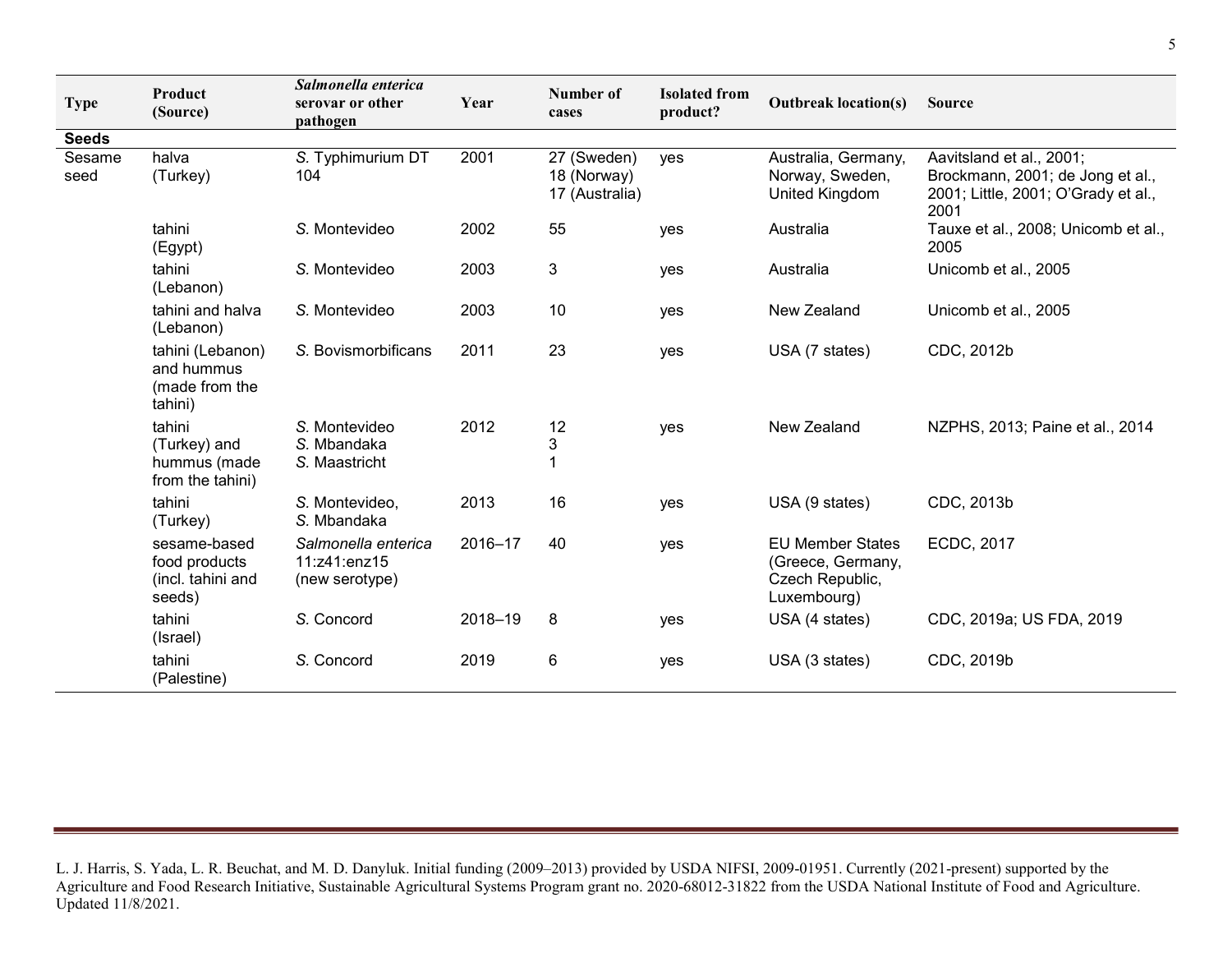| Type | Product (Source) | *Salmonella enterica* serovar or other pathogen | Year | Number of cases | Isolated from product? | Outbreak location(s) | Source |
|---|---|---|---|---|---|---|---|
| **Seeds** | | | | | | | |
| Sesame seed | halva (Turkey) | *S.* Typhimurium DT 104 | 2001 | 27 (Sweden)<br>18 (Norway)<br>17 (Australia) | yes | Australia, Germany, Norway, Sweden, United Kingdom | Aavitsland et al., 2001; Brockmann, 2001; de Jong et al., 2001; Little, 2001; O'Grady et al., 2001 |
| | tahini (Egypt) | *S.* Montevideo | 2002 | 55 | yes | Australia | Tauxe et al., 2008; Unicomb et al., 2005 |
| | tahini (Lebanon) | *S.* Montevideo | 2003 | 3 | yes | Australia | Unicomb et al., 2005 |
| | tahini and halva (Lebanon) | *S.* Montevideo | 2003 | 10 | yes | New Zealand | Unicomb et al., 2005 |
| | tahini (Lebanon) and hummus (made from the tahini) | *S.* Bovismorbificans | 2011 | 23 | yes | USA (7 states) | CDC, 2012b |
| | tahini (Turkey) and hummus (made from the tahini) | *S.* Montevideo<br>*S.* Mbandaka<br>*S.* Maastricht | 2012 | 12<br>3<br>1 | yes | New Zealand | NZPHS, 2013; Paine et al., 2014 |
| | tahini (Turkey) | *S.* Montevideo, *S.* Mbandaka | 2013 | 16 | yes | USA (9 states) | CDC, 2013b |
| | sesame-based food products (incl. tahini and seeds) | *Salmonella enterica* 11:z41:enz15 (new serotype) | 2016–17 | 40 | yes | EU Member States (Greece, Germany, Czech Republic, Luxembourg) | ECDC, 2017 |
| | tahini (Israel) | *S.* Concord | 2018–19 | 8 | yes | USA (4 states) | CDC, 2019a; US FDA, 2019 |
| | tahini (Palestine) | *S.* Concord | 2019 | 6 | yes | USA (3 states) | CDC, 2019b |

L. J. Harris, S. Yada, L. R. Beuchat, and M. D. Danyluk. Initial funding (2009–2013) provided by USDA NIFSI, 2009-01951. Currently (2021-present) supported by the Agriculture and Food Research Initiative, Sustainable Agricultural Systems Program grant no. 2020-68012-31822 from the USDA National Institute of Food and Agriculture. Updated 11/8/2021.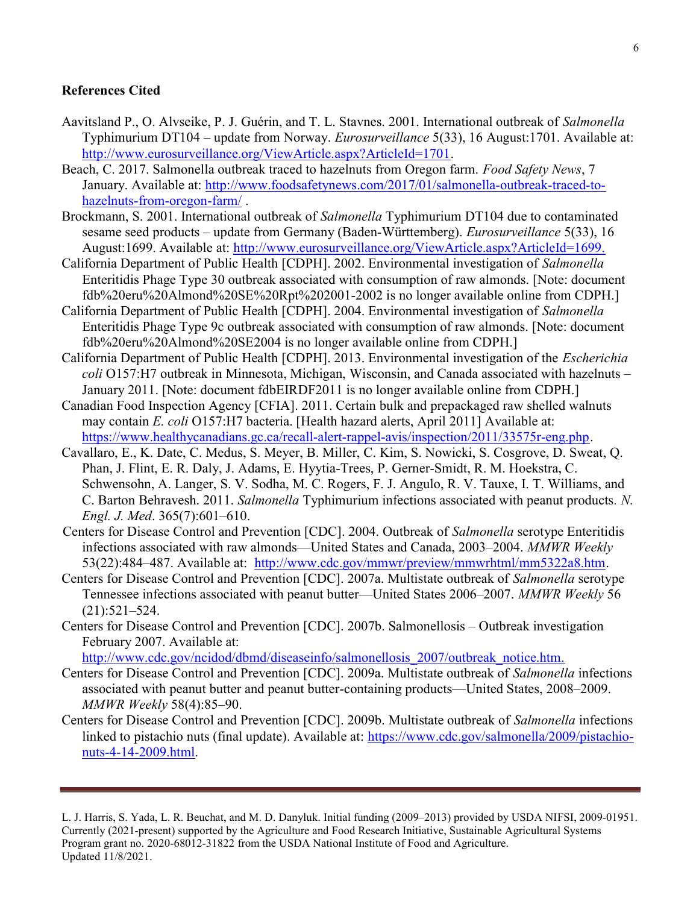**References Cited**

Aavitsland P., O. Alvseike, P. J. Guérin, and T. L. Stavnes. 2001. International outbreak of *Salmonella* Typhimurium DT104 – update from Norway. *Eurosurveillance* 5(33), 16 August:1701. Available at: http://www.eurosurveillance.org/ViewArticle.aspx?ArticleId=1701.

Beach, C. 2017. Salmonella outbreak traced to hazelnuts from Oregon farm. *Food Safety News*, 7 January. Available at: http://www.foodsafetynews.com/2017/01/salmonella-outbreak-traced-to-hazelnuts-from-oregon-farm/ .

Brockmann, S. 2001. International outbreak of *Salmonella* Typhimurium DT104 due to contaminated sesame seed products – update from Germany (Baden-Württemberg). *Eurosurveillance* 5(33), 16 August:1699. Available at: http://www.eurosurveillance.org/ViewArticle.aspx?ArticleId=1699.

California Department of Public Health [CDPH]. 2002. Environmental investigation of *Salmonella* Enteritidis Phage Type 30 outbreak associated with consumption of raw almonds. [Note: document fdb%20eru%20Almond%20SE%20Rpt%202001-2002 is no longer available online from CDPH.]

California Department of Public Health [CDPH]. 2004. Environmental investigation of *Salmonella* Enteritidis Phage Type 9c outbreak associated with consumption of raw almonds. [Note: document fdb%20eru%20Almond%20SE2004 is no longer available online from CDPH.]

California Department of Public Health [CDPH]. 2013. Environmental investigation of the *Escherichia coli* O157:H7 outbreak in Minnesota, Michigan, Wisconsin, and Canada associated with hazelnuts – January 2011. [Note: document fdbEIRDF2011 is no longer available online from CDPH.]

Canadian Food Inspection Agency [CFIA]. 2011. Certain bulk and prepackaged raw shelled walnuts may contain *E. coli* O157:H7 bacteria. [Health hazard alerts, April 2011] Available at: https://www.healthycanadians.gc.ca/recall-alert-rappel-avis/inspection/2011/33575r-eng.php.

Cavallaro, E., K. Date, C. Medus, S. Meyer, B. Miller, C. Kim, S. Nowicki, S. Cosgrove, D. Sweat, Q. Phan, J. Flint, E. R. Daly, J. Adams, E. Hyytia-Trees, P. Gerner-Smidt, R. M. Hoekstra, C. Schwensohn, A. Langer, S. V. Sodha, M. C. Rogers, F. J. Angulo, R. V. Tauxe, I. T. Williams, and C. Barton Behravesh. 2011. *Salmonella* Typhimurium infections associated with peanut products. *N. Engl. J. Med*. 365(7):601–610.

Centers for Disease Control and Prevention [CDC]. 2004. Outbreak of *Salmonella* serotype Enteritidis infections associated with raw almonds—United States and Canada, 2003–2004. *MMWR Weekly* 53(22):484–487. Available at: http://www.cdc.gov/mmwr/preview/mmwrhtml/mm5322a8.htm.

Centers for Disease Control and Prevention [CDC]. 2007a. Multistate outbreak of *Salmonella* serotype Tennessee infections associated with peanut butter—United States 2006–2007. *MMWR Weekly* 56 (21):521–524.

Centers for Disease Control and Prevention [CDC]. 2007b. Salmonellosis – Outbreak investigation February 2007. Available at: http://www.cdc.gov/ncidod/dbmd/diseaseinfo/salmonellosis_2007/outbreak_notice.htm.

Centers for Disease Control and Prevention [CDC]. 2009a. Multistate outbreak of *Salmonella* infections associated with peanut butter and peanut butter-containing products—United States, 2008–2009. *MMWR Weekly* 58(4):85–90.

Centers for Disease Control and Prevention [CDC]. 2009b. Multistate outbreak of *Salmonella* infections linked to pistachio nuts (final update). Available at: https://www.cdc.gov/salmonella/2009/pistachio-nuts-4-14-2009.html.

L. J. Harris, S. Yada, L. R. Beuchat, and M. D. Danyluk. Initial funding (2009–2013) provided by USDA NIFSI, 2009-01951. Currently (2021-present) supported by the Agriculture and Food Research Initiative, Sustainable Agricultural Systems Program grant no. 2020-68012-31822 from the USDA National Institute of Food and Agriculture.
Updated 11/8/2021.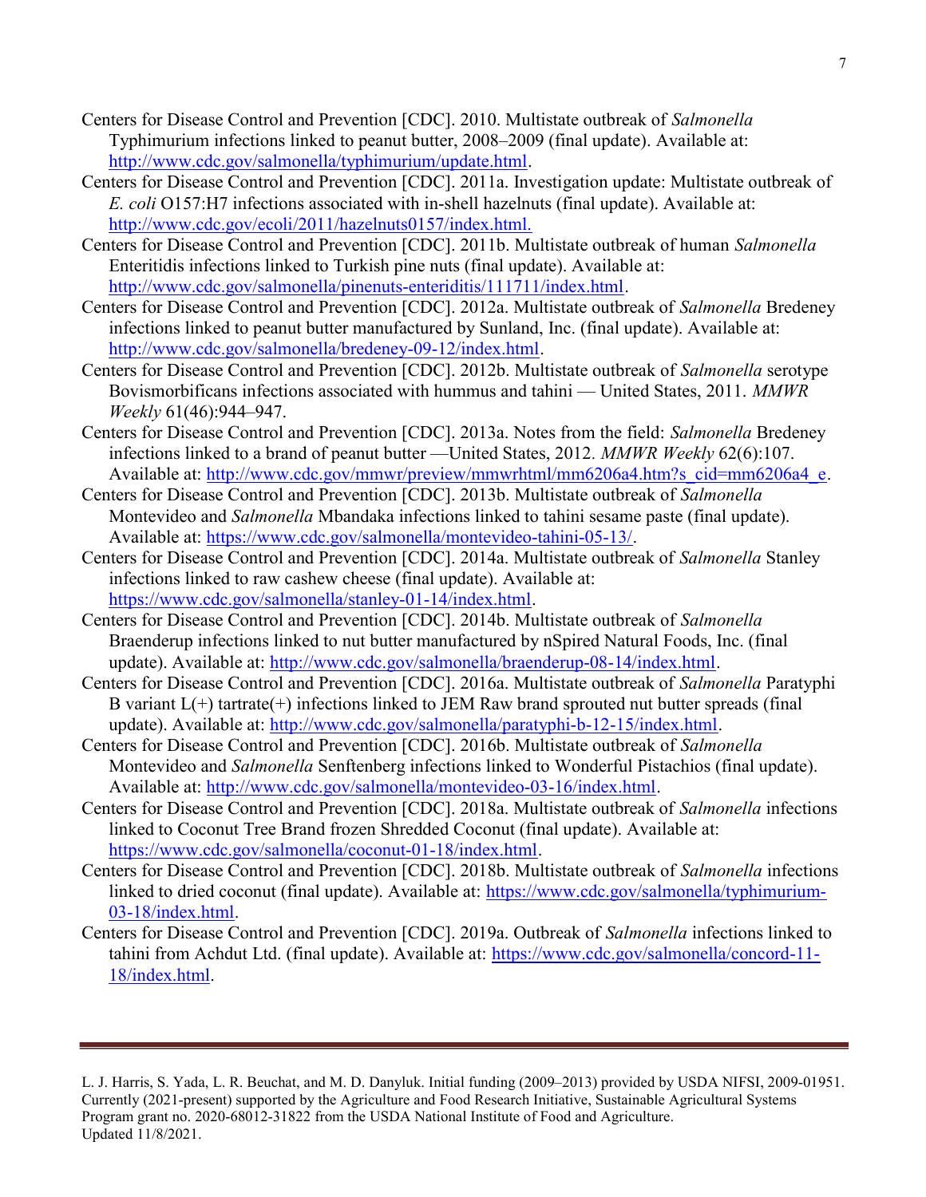Centers for Disease Control and Prevention [CDC]. 2010. Multistate outbreak of *Salmonella* Typhimurium infections linked to peanut butter, 2008–2009 (final update). Available at: http://www.cdc.gov/salmonella/typhimurium/update.html.

Centers for Disease Control and Prevention [CDC]. 2011a. Investigation update: Multistate outbreak of *E. coli* O157:H7 infections associated with in-shell hazelnuts (final update). Available at: http://www.cdc.gov/ecoli/2011/hazelnuts0157/index.html.

Centers for Disease Control and Prevention [CDC]. 2011b. Multistate outbreak of human *Salmonella* Enteritidis infections linked to Turkish pine nuts (final update). Available at: http://www.cdc.gov/salmonella/pinenuts-enteriditis/111711/index.html.

Centers for Disease Control and Prevention [CDC]. 2012a. Multistate outbreak of *Salmonella* Bredeney infections linked to peanut butter manufactured by Sunland, Inc. (final update). Available at: http://www.cdc.gov/salmonella/bredeney-09-12/index.html.

Centers for Disease Control and Prevention [CDC]. 2012b. Multistate outbreak of *Salmonella* serotype Bovismorbificans infections associated with hummus and tahini — United States, 2011. *MMWR Weekly* 61(46):944–947.

Centers for Disease Control and Prevention [CDC]. 2013a. Notes from the field: *Salmonella* Bredeney infections linked to a brand of peanut butter —United States, 2012. *MMWR Weekly* 62(6):107. Available at: http://www.cdc.gov/mmwr/preview/mmwrhtml/mm6206a4.htm?s_cid=mm6206a4_e.

Centers for Disease Control and Prevention [CDC]. 2013b. Multistate outbreak of *Salmonella* Montevideo and *Salmonella* Mbandaka infections linked to tahini sesame paste (final update). Available at: https://www.cdc.gov/salmonella/montevideo-tahini-05-13/.

Centers for Disease Control and Prevention [CDC]. 2014a. Multistate outbreak of *Salmonella* Stanley infections linked to raw cashew cheese (final update). Available at: https://www.cdc.gov/salmonella/stanley-01-14/index.html.

Centers for Disease Control and Prevention [CDC]. 2014b. Multistate outbreak of *Salmonella* Braenderup infections linked to nut butter manufactured by nSpired Natural Foods, Inc. (final update). Available at: http://www.cdc.gov/salmonella/braenderup-08-14/index.html.

Centers for Disease Control and Prevention [CDC]. 2016a. Multistate outbreak of *Salmonella* Paratyphi B variant L(+) tartrate(+) infections linked to JEM Raw brand sprouted nut butter spreads (final update). Available at: http://www.cdc.gov/salmonella/paratyphi-b-12-15/index.html.

Centers for Disease Control and Prevention [CDC]. 2016b. Multistate outbreak of *Salmonella* Montevideo and *Salmonella* Senftenberg infections linked to Wonderful Pistachios (final update). Available at: http://www.cdc.gov/salmonella/montevideo-03-16/index.html.

Centers for Disease Control and Prevention [CDC]. 2018a. Multistate outbreak of *Salmonella* infections linked to Coconut Tree Brand frozen Shredded Coconut (final update). Available at: https://www.cdc.gov/salmonella/coconut-01-18/index.html.

Centers for Disease Control and Prevention [CDC]. 2018b. Multistate outbreak of *Salmonella* infections linked to dried coconut (final update). Available at: https://www.cdc.gov/salmonella/typhimurium-03-18/index.html.

Centers for Disease Control and Prevention [CDC]. 2019a. Outbreak of *Salmonella* infections linked to tahini from Achdut Ltd. (final update). Available at: https://www.cdc.gov/salmonella/concord-11-18/index.html.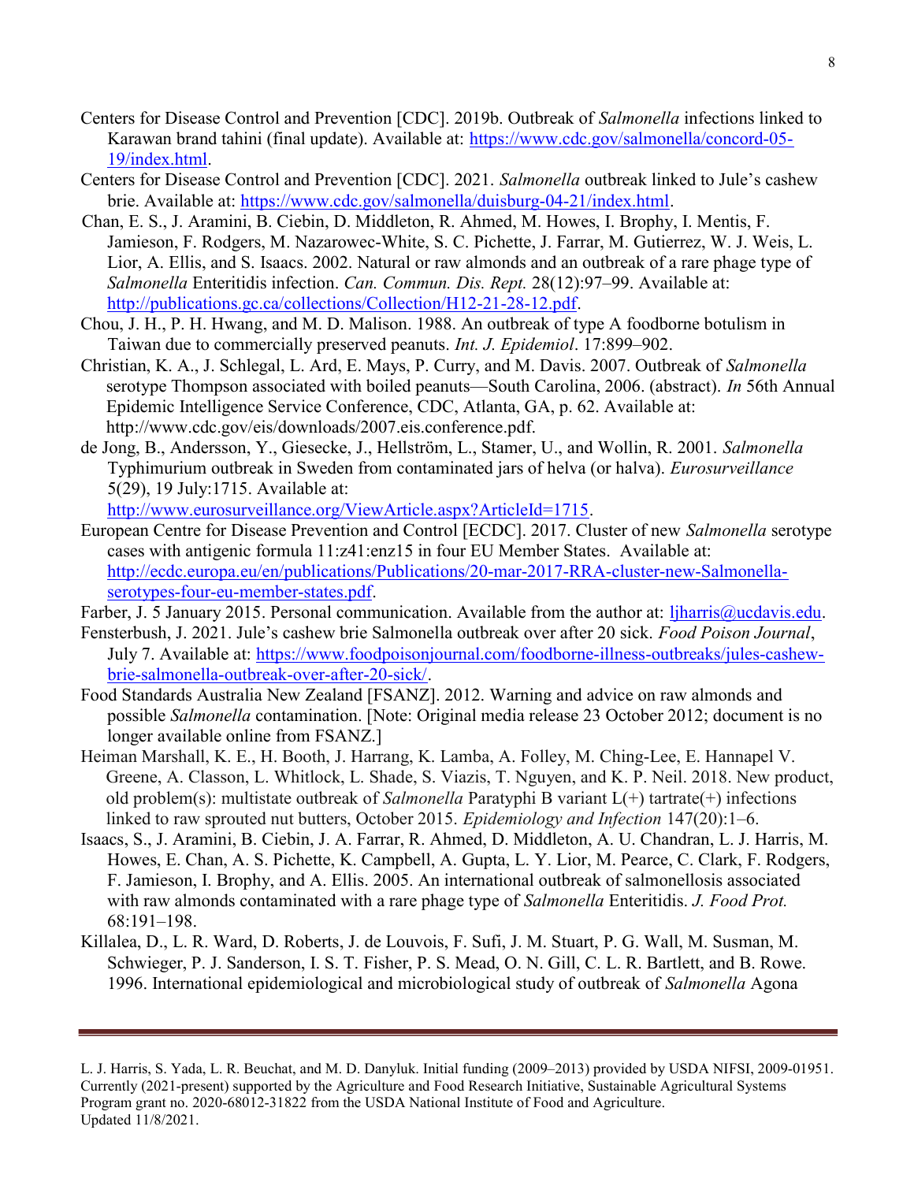Centers for Disease Control and Prevention [CDC]. 2019b. Outbreak of *Salmonella* infections linked to Karawan brand tahini (final update). Available at: https://www.cdc.gov/salmonella/concord-05-19/index.html.

Centers for Disease Control and Prevention [CDC]. 2021. *Salmonella* outbreak linked to Jule's cashew brie. Available at: https://www.cdc.gov/salmonella/duisburg-04-21/index.html.

Chan, E. S., J. Aramini, B. Ciebin, D. Middleton, R. Ahmed, M. Howes, I. Brophy, I. Mentis, F. Jamieson, F. Rodgers, M. Nazarowec-White, S. C. Pichette, J. Farrar, M. Gutierrez, W. J. Weis, L. Lior, A. Ellis, and S. Isaacs. 2002. Natural or raw almonds and an outbreak of a rare phage type of *Salmonella* Enteritidis infection. *Can. Commun. Dis. Rept.* 28(12):97–99. Available at: http://publications.gc.ca/collections/Collection/H12-21-28-12.pdf.

Chou, J. H., P. H. Hwang, and M. D. Malison. 1988. An outbreak of type A foodborne botulism in Taiwan due to commercially preserved peanuts. *Int. J. Epidemiol*. 17:899–902.

Christian, K. A., J. Schlegal, L. Ard, E. Mays, P. Curry, and M. Davis. 2007. Outbreak of *Salmonella* serotype Thompson associated with boiled peanuts—South Carolina, 2006. (abstract). *In* 56th Annual Epidemic Intelligence Service Conference, CDC, Atlanta, GA, p. 62. Available at: http://www.cdc.gov/eis/downloads/2007.eis.conference.pdf.

de Jong, B., Andersson, Y., Giesecke, J., Hellström, L., Stamer, U., and Wollin, R. 2001. *Salmonella* Typhimurium outbreak in Sweden from contaminated jars of helva (or halva). *Eurosurveillance* 5(29), 19 July:1715. Available at: http://www.eurosurveillance.org/ViewArticle.aspx?ArticleId=1715.

European Centre for Disease Prevention and Control [ECDC]. 2017. Cluster of new *Salmonella* serotype cases with antigenic formula 11:z41:enz15 in four EU Member States. Available at: http://ecdc.europa.eu/en/publications/Publications/20-mar-2017-RRA-cluster-new-Salmonella-serotypes-four-eu-member-states.pdf.

Farber, J. 5 January 2015. Personal communication. Available from the author at: ljharris@ucdavis.edu.

Fensterbush, J. 2021. Jule's cashew brie Salmonella outbreak over after 20 sick. *Food Poison Journal*, July 7. Available at: https://www.foodpoisonjournal.com/foodborne-illness-outbreaks/jules-cashew-brie-salmonella-outbreak-over-after-20-sick/.

Food Standards Australia New Zealand [FSANZ]. 2012. Warning and advice on raw almonds and possible *Salmonella* contamination. [Note: Original media release 23 October 2012; document is no longer available online from FSANZ.]

Heiman Marshall, K. E., H. Booth, J. Harrang, K. Lamba, A. Folley, M. Ching-Lee, E. Hannapel V. Greene, A. Classon, L. Whitlock, L. Shade, S. Viazis, T. Nguyen, and K. P. Neil. 2018. New product, old problem(s): multistate outbreak of *Salmonella* Paratyphi B variant L(+) tartrate(+) infections linked to raw sprouted nut butters, October 2015. *Epidemiology and Infection* 147(20):1–6.

Isaacs, S., J. Aramini, B. Ciebin, J. A. Farrar, R. Ahmed, D. Middleton, A. U. Chandran, L. J. Harris, M. Howes, E. Chan, A. S. Pichette, K. Campbell, A. Gupta, L. Y. Lior, M. Pearce, C. Clark, F. Rodgers, F. Jamieson, I. Brophy, and A. Ellis. 2005. An international outbreak of salmonellosis associated with raw almonds contaminated with a rare phage type of *Salmonella* Enteritidis. *J. Food Prot.* 68:191–198.

Killalea, D., L. R. Ward, D. Roberts, J. de Louvois, F. Sufi, J. M. Stuart, P. G. Wall, M. Susman, M. Schwieger, P. J. Sanderson, I. S. T. Fisher, P. S. Mead, O. N. Gill, C. L. R. Bartlett, and B. Rowe. 1996. International epidemiological and microbiological study of outbreak of *Salmonella* Agona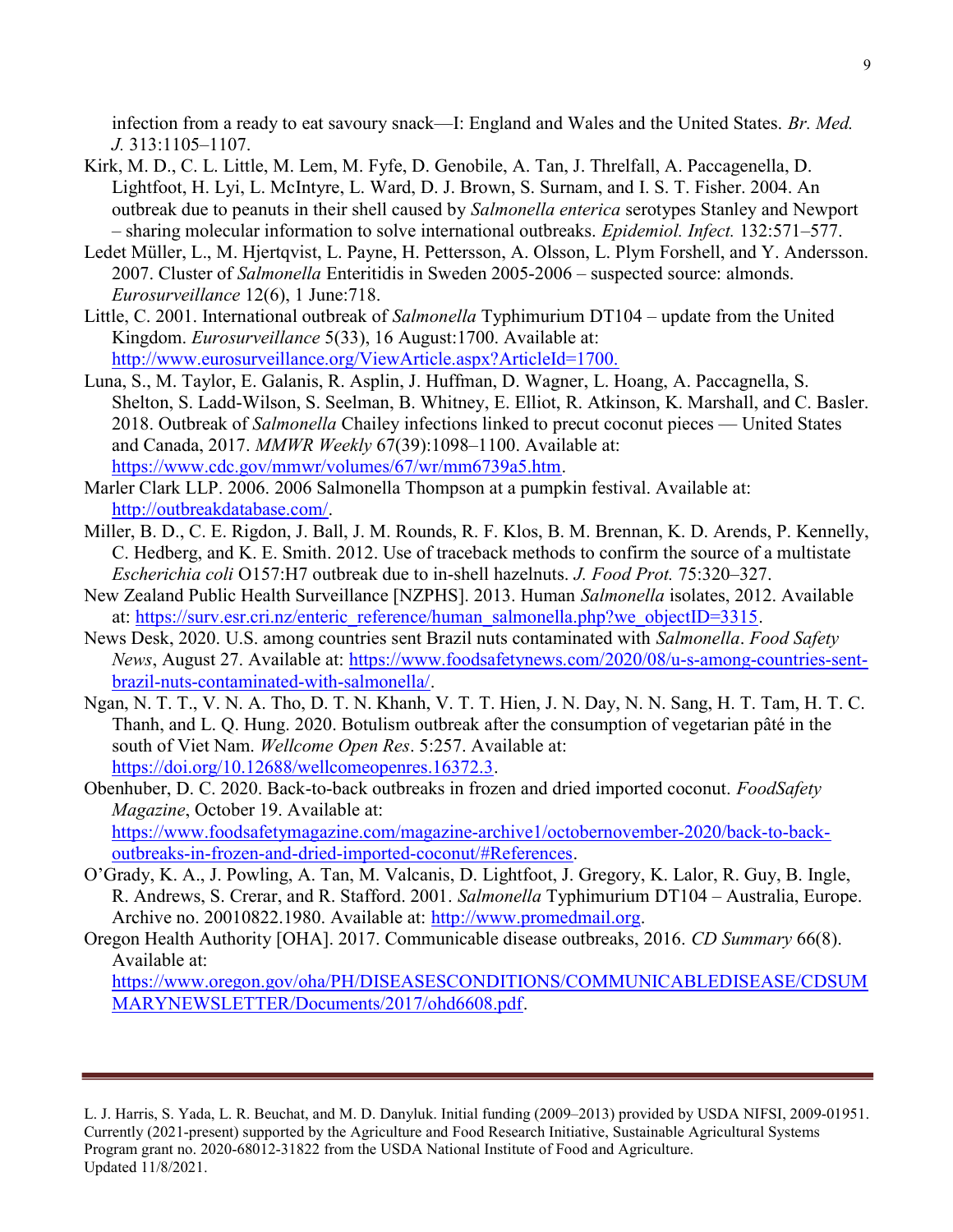infection from a ready to eat savoury snack—I: England and Wales and the United States. *Br. Med. J.* 313:1105–1107.

Kirk, M. D., C. L. Little, M. Lem, M. Fyfe, D. Genobile, A. Tan, J. Threlfall, A. Paccagenella, D. Lightfoot, H. Lyi, L. McIntyre, L. Ward, D. J. Brown, S. Surnam, and I. S. T. Fisher. 2004. An outbreak due to peanuts in their shell caused by *Salmonella enterica* serotypes Stanley and Newport – sharing molecular information to solve international outbreaks. *Epidemiol. Infect.* 132:571–577.

Ledet Müller, L., M. Hjertqvist, L. Payne, H. Pettersson, A. Olsson, L. Plym Forshell, and Y. Andersson. 2007. Cluster of *Salmonella* Enteritidis in Sweden 2005-2006 – suspected source: almonds. *Eurosurveillance* 12(6), 1 June:718.

Little, C. 2001. International outbreak of *Salmonella* Typhimurium DT104 – update from the United Kingdom. *Eurosurveillance* 5(33), 16 August:1700. Available at: http://www.eurosurveillance.org/ViewArticle.aspx?ArticleId=1700.

Luna, S., M. Taylor, E. Galanis, R. Asplin, J. Huffman, D. Wagner, L. Hoang, A. Paccagnella, S. Shelton, S. Ladd-Wilson, S. Seelman, B. Whitney, E. Elliot, R. Atkinson, K. Marshall, and C. Basler. 2018. Outbreak of *Salmonella* Chailey infections linked to precut coconut pieces — United States and Canada, 2017. *MMWR Weekly* 67(39):1098–1100. Available at: https://www.cdc.gov/mmwr/volumes/67/wr/mm6739a5.htm.

Marler Clark LLP. 2006. 2006 Salmonella Thompson at a pumpkin festival. Available at: http://outbreakdatabase.com/.

Miller, B. D., C. E. Rigdon, J. Ball, J. M. Rounds, R. F. Klos, B. M. Brennan, K. D. Arends, P. Kennelly, C. Hedberg, and K. E. Smith. 2012. Use of traceback methods to confirm the source of a multistate *Escherichia coli* O157:H7 outbreak due to in-shell hazelnuts. *J. Food Prot.* 75:320–327.

New Zealand Public Health Surveillance [NZPHS]. 2013. Human *Salmonella* isolates, 2012. Available at: https://surv.esr.cri.nz/enteric_reference/human_salmonella.php?we_objectID=3315.

News Desk, 2020. U.S. among countries sent Brazil nuts contaminated with *Salmonella*. *Food Safety News*, August 27. Available at: https://www.foodsafetynews.com/2020/08/u-s-among-countries-sent-brazil-nuts-contaminated-with-salmonella/.

Ngan, N. T. T., V. N. A. Tho, D. T. N. Khanh, V. T. T. Hien, J. N. Day, N. N. Sang, H. T. Tam, H. T. C. Thanh, and L. Q. Hung. 2020. Botulism outbreak after the consumption of vegetarian pâté in the south of Viet Nam. *Wellcome Open Res*. 5:257. Available at: https://doi.org/10.12688/wellcomeopenres.16372.3.

Obenhuber, D. C. 2020. Back-to-back outbreaks in frozen and dried imported coconut. *FoodSafety Magazine*, October 19. Available at: https://www.foodsafetymagazine.com/magazine-archive1/octobernovember-2020/back-to-back-outbreaks-in-frozen-and-dried-imported-coconut/#References.

O'Grady, K. A., J. Powling, A. Tan, M. Valcanis, D. Lightfoot, J. Gregory, K. Lalor, R. Guy, B. Ingle, R. Andrews, S. Crerar, and R. Stafford. 2001. *Salmonella* Typhimurium DT104 – Australia, Europe. Archive no. 20010822.1980. Available at: http://www.promedmail.org.

Oregon Health Authority [OHA]. 2017. Communicable disease outbreaks, 2016. *CD Summary* 66(8). Available at: https://www.oregon.gov/oha/PH/DISEASESCONDITIONS/COMMUNICABLEDISEASE/CDSUMMARYNEWSLETTER/Documents/2017/ohd6608.pdf.

L. J. Harris, S. Yada, L. R. Beuchat, and M. D. Danyluk. Initial funding (2009–2013) provided by USDA NIFSI, 2009-01951. Currently (2021-present) supported by the Agriculture and Food Research Initiative, Sustainable Agricultural Systems Program grant no. 2020-68012-31822 from the USDA National Institute of Food and Agriculture.
Updated 11/8/2021.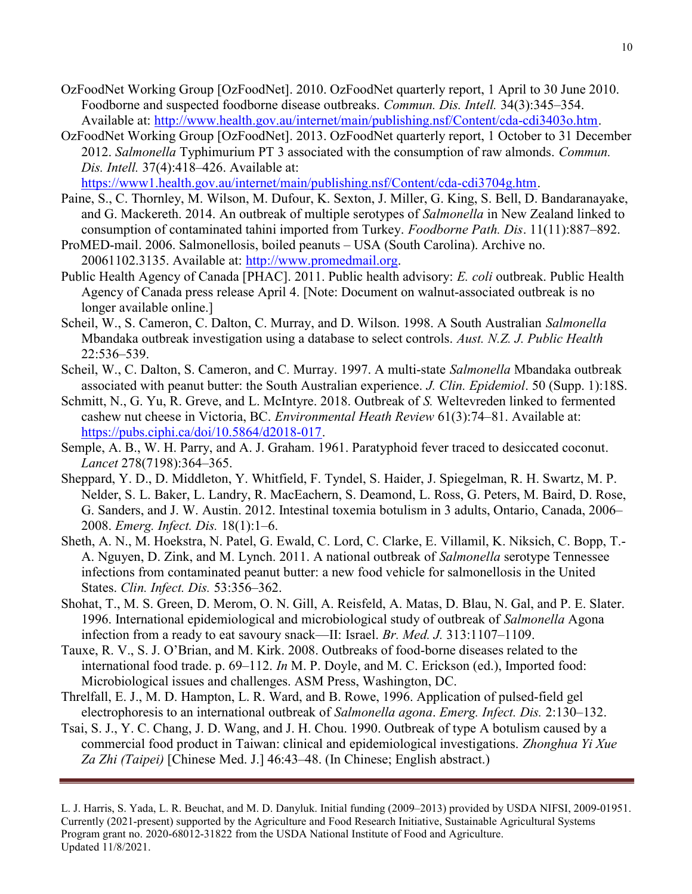OzFoodNet Working Group [OzFoodNet]. 2010. OzFoodNet quarterly report, 1 April to 30 June 2010. Foodborne and suspected foodborne disease outbreaks. *Commun. Dis. Intell.* 34(3):345–354. Available at: http://www.health.gov.au/internet/main/publishing.nsf/Content/cda-cdi3403o.htm.

OzFoodNet Working Group [OzFoodNet]. 2013. OzFoodNet quarterly report, 1 October to 31 December 2012. *Salmonella* Typhimurium PT 3 associated with the consumption of raw almonds. *Commun. Dis. Intell.* 37(4):418–426. Available at: https://www1.health.gov.au/internet/main/publishing.nsf/Content/cda-cdi3704g.htm.

Paine, S., C. Thornley, M. Wilson, M. Dufour, K. Sexton, J. Miller, G. King, S. Bell, D. Bandaranayake, and G. Mackereth. 2014. An outbreak of multiple serotypes of *Salmonella* in New Zealand linked to consumption of contaminated tahini imported from Turkey. *Foodborne Path. Dis*. 11(11):887–892.

ProMED-mail. 2006. Salmonellosis, boiled peanuts – USA (South Carolina). Archive no. 20061102.3135. Available at: http://www.promedmail.org.

Public Health Agency of Canada [PHAC]. 2011. Public health advisory: *E. coli* outbreak. Public Health Agency of Canada press release April 4. [Note: Document on walnut-associated outbreak is no longer available online.]

Scheil, W., S. Cameron, C. Dalton, C. Murray, and D. Wilson. 1998. A South Australian *Salmonella* Mbandaka outbreak investigation using a database to select controls. *Aust. N.Z. J. Public Health* 22:536–539.

Scheil, W., C. Dalton, S. Cameron, and C. Murray. 1997. A multi-state *Salmonella* Mbandaka outbreak associated with peanut butter: the South Australian experience. *J. Clin. Epidemiol*. 50 (Supp. 1):18S.

Schmitt, N., G. Yu, R. Greve, and L. McIntyre. 2018. Outbreak of *S.* Weltevreden linked to fermented cashew nut cheese in Victoria, BC. *Environmental Heath Review* 61(3):74–81. Available at: https://pubs.ciphi.ca/doi/10.5864/d2018-017.

Semple, A. B., W. H. Parry, and A. J. Graham. 1961. Paratyphoid fever traced to desiccated coconut. *Lancet* 278(7198):364–365.

Sheppard, Y. D., D. Middleton, Y. Whitfield, F. Tyndel, S. Haider, J. Spiegelman, R. H. Swartz, M. P. Nelder, S. L. Baker, L. Landry, R. MacEachern, S. Deamond, L. Ross, G. Peters, M. Baird, D. Rose, G. Sanders, and J. W. Austin. 2012. Intestinal toxemia botulism in 3 adults, Ontario, Canada, 2006–2008. *Emerg. Infect. Dis.* 18(1):1–6.

Sheth, A. N., M. Hoekstra, N. Patel, G. Ewald, C. Lord, C. Clarke, E. Villamil, K. Niksich, C. Bopp, T.-A. Nguyen, D. Zink, and M. Lynch. 2011. A national outbreak of *Salmonella* serotype Tennessee infections from contaminated peanut butter: a new food vehicle for salmonellosis in the United States. *Clin. Infect. Dis.* 53:356–362.

Shohat, T., M. S. Green, D. Merom, O. N. Gill, A. Reisfeld, A. Matas, D. Blau, N. Gal, and P. E. Slater. 1996. International epidemiological and microbiological study of outbreak of *Salmonella* Agona infection from a ready to eat savoury snack—II: Israel. *Br. Med. J.* 313:1107–1109.

Tauxe, R. V., S. J. O'Brian, and M. Kirk. 2008. Outbreaks of food-borne diseases related to the international food trade. p. 69–112. *In* M. P. Doyle, and M. C. Erickson (ed.), Imported food: Microbiological issues and challenges. ASM Press, Washington, DC.

Threlfall, E. J., M. D. Hampton, L. R. Ward, and B. Rowe, 1996. Application of pulsed-field gel electrophoresis to an international outbreak of *Salmonella agona*. *Emerg. Infect. Dis.* 2:130–132.

Tsai, S. J., Y. C. Chang, J. D. Wang, and J. H. Chou. 1990. Outbreak of type A botulism caused by a commercial food product in Taiwan: clinical and epidemiological investigations. *Zhonghua Yi Xue Za Zhi (Taipei)* [Chinese Med. J.] 46:43–48. (In Chinese; English abstract.)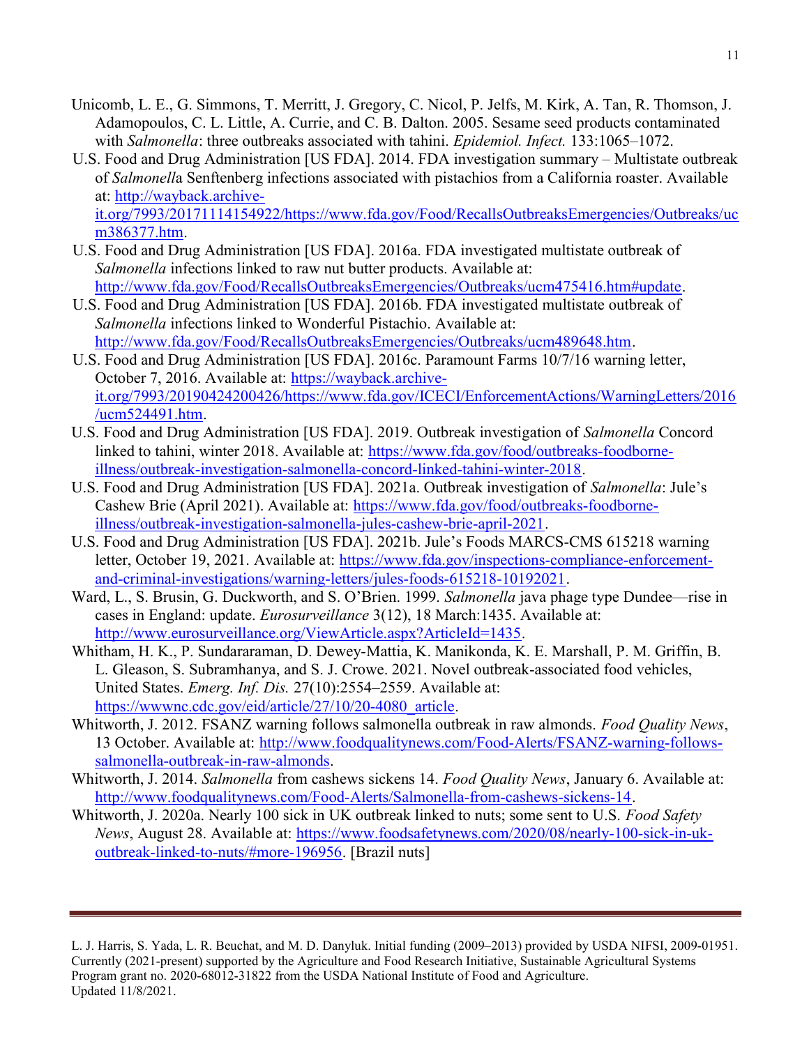Unicomb, L. E., G. Simmons, T. Merritt, J. Gregory, C. Nicol, P. Jelfs, M. Kirk, A. Tan, R. Thomson, J. Adamopoulos, C. L. Little, A. Currie, and C. B. Dalton. 2005. Sesame seed products contaminated with *Salmonella*: three outbreaks associated with tahini. *Epidemiol. Infect.* 133:1065–1072.

U.S. Food and Drug Administration [US FDA]. 2014. FDA investigation summary – Multistate outbreak of *Salmonell*a Senftenberg infections associated with pistachios from a California roaster. Available at: http://wayback.archive-it.org/7993/20171114154922/https://www.fda.gov/Food/RecallsOutbreaksEmergencies/Outbreaks/ucm386377.htm.

U.S. Food and Drug Administration [US FDA]. 2016a. FDA investigated multistate outbreak of *Salmonella* infections linked to raw nut butter products. Available at: http://www.fda.gov/Food/RecallsOutbreaksEmergencies/Outbreaks/ucm475416.htm#update.

U.S. Food and Drug Administration [US FDA]. 2016b. FDA investigated multistate outbreak of *Salmonella* infections linked to Wonderful Pistachio. Available at: http://www.fda.gov/Food/RecallsOutbreaksEmergencies/Outbreaks/ucm489648.htm.

U.S. Food and Drug Administration [US FDA]. 2016c. Paramount Farms 10/7/16 warning letter, October 7, 2016. Available at: https://wayback.archive-it.org/7993/20190424200426/https://www.fda.gov/ICECI/EnforcementActions/WarningLetters/2016/ucm524491.htm.

U.S. Food and Drug Administration [US FDA]. 2019. Outbreak investigation of *Salmonella* Concord linked to tahini, winter 2018. Available at: https://www.fda.gov/food/outbreaks-foodborne-illness/outbreak-investigation-salmonella-concord-linked-tahini-winter-2018.

U.S. Food and Drug Administration [US FDA]. 2021a. Outbreak investigation of *Salmonella*: Jule's Cashew Brie (April 2021). Available at: https://www.fda.gov/food/outbreaks-foodborne-illness/outbreak-investigation-salmonella-jules-cashew-brie-april-2021.

U.S. Food and Drug Administration [US FDA]. 2021b. Jule's Foods MARCS-CMS 615218 warning letter, October 19, 2021. Available at: https://www.fda.gov/inspections-compliance-enforcement-and-criminal-investigations/warning-letters/jules-foods-615218-10192021.

Ward, L., S. Brusin, G. Duckworth, and S. O'Brien. 1999. *Salmonella* java phage type Dundee—rise in cases in England: update. *Eurosurveillance* 3(12), 18 March:1435. Available at: http://www.eurosurveillance.org/ViewArticle.aspx?ArticleId=1435.

Whitham, H. K., P. Sundararaman, D. Dewey-Mattia, K. Manikonda, K. E. Marshall, P. M. Griffin, B. L. Gleason, S. Subramhanya, and S. J. Crowe. 2021. Novel outbreak-associated food vehicles, United States. *Emerg. Inf. Dis.* 27(10):2554–2559. Available at: https://wwwnc.cdc.gov/eid/article/27/10/20-4080_article.

Whitworth, J. 2012. FSANZ warning follows salmonella outbreak in raw almonds. *Food Quality News*, 13 October. Available at: http://www.foodqualitynews.com/Food-Alerts/FSANZ-warning-follows-salmonella-outbreak-in-raw-almonds.

Whitworth, J. 2014. *Salmonella* from cashews sickens 14. *Food Quality News*, January 6. Available at: http://www.foodqualitynews.com/Food-Alerts/Salmonella-from-cashews-sickens-14.

Whitworth, J. 2020a. Nearly 100 sick in UK outbreak linked to nuts; some sent to U.S. *Food Safety News*, August 28. Available at: https://www.foodsafetynews.com/2020/08/nearly-100-sick-in-uk-outbreak-linked-to-nuts/#more-196956. [Brazil nuts]

L. J. Harris, S. Yada, L. R. Beuchat, and M. D. Danyluk. Initial funding (2009–2013) provided by USDA NIFSI, 2009-01951. Currently (2021-present) supported by the Agriculture and Food Research Initiative, Sustainable Agricultural Systems Program grant no. 2020-68012-31822 from the USDA National Institute of Food and Agriculture.
Updated 11/8/2021.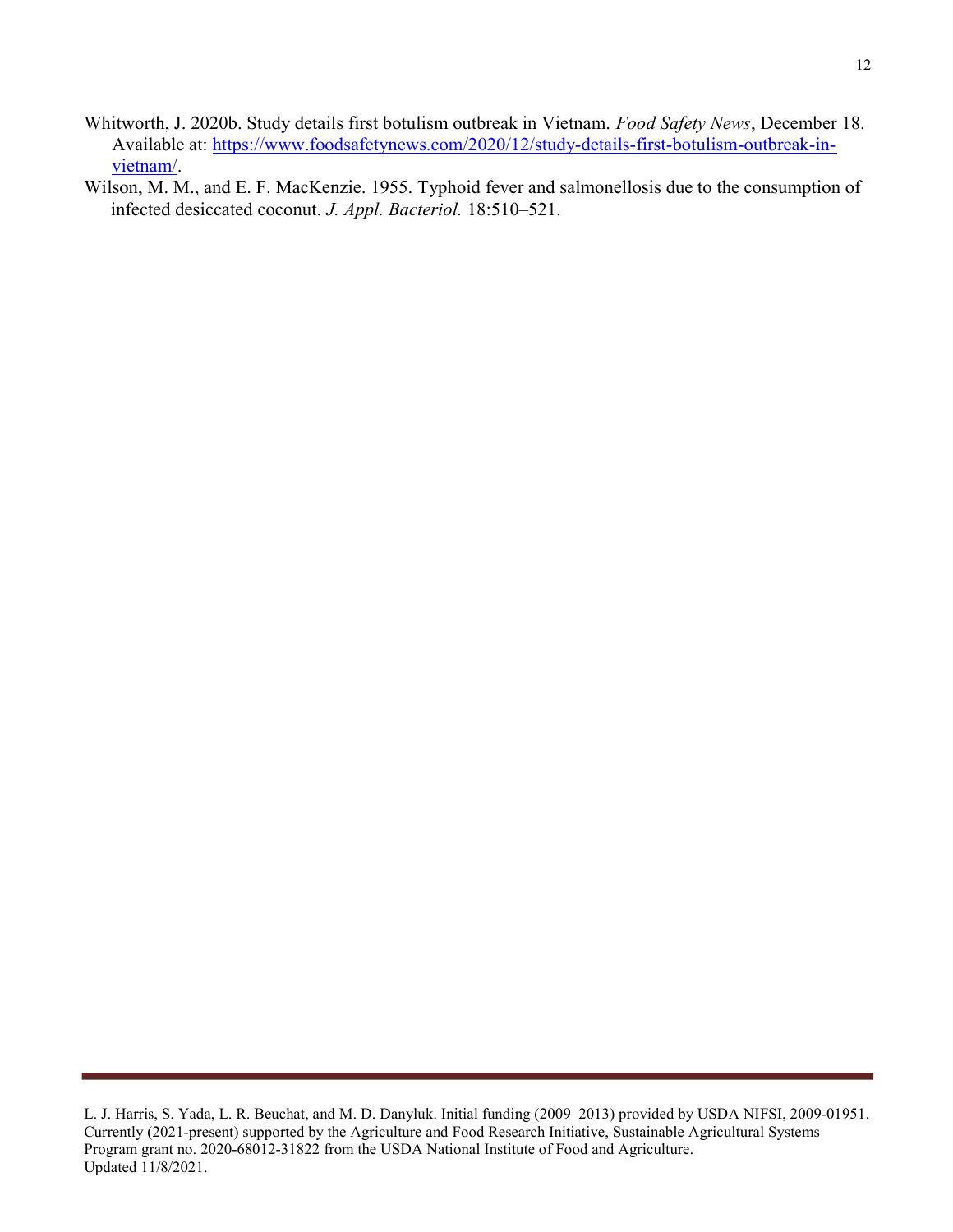Whitworth, J. 2020b. Study details first botulism outbreak in Vietnam. *Food Safety News*, December 18. Available at: https://www.foodsafetynews.com/2020/12/study-details-first-botulism-outbreak-in-vietnam/.

Wilson, M. M., and E. F. MacKenzie. 1955. Typhoid fever and salmonellosis due to the consumption of infected desiccated coconut. *J. Appl. Bacteriol.* 18:510–521.

L. J. Harris, S. Yada, L. R. Beuchat, and M. D. Danyluk. Initial funding (2009–2013) provided by USDA NIFSI, 2009-01951. Currently (2021-present) supported by the Agriculture and Food Research Initiative, Sustainable Agricultural Systems Program grant no. 2020-68012-31822 from the USDA National Institute of Food and Agriculture. Updated 11/8/2021.